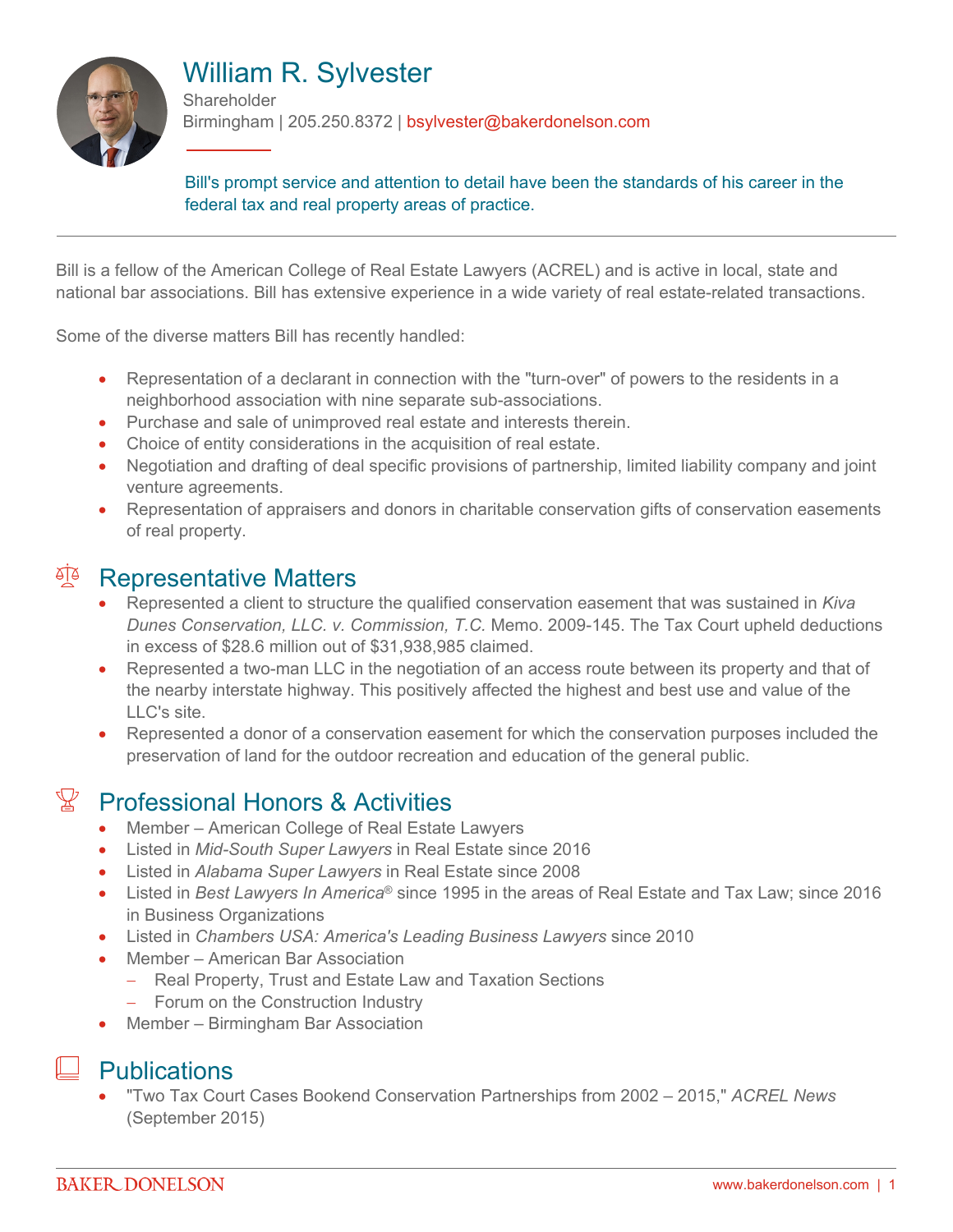# William R. Sylvester

Shareholder

Birmingham | 205.250.8372 | bsylvester@bakerdonelson.com

Bill's prompt service and attention to detail have been the standards of his career in the federal tax and real property areas of practice.

---

Bill is a fellow of the American College of Real Estate Lawyers (ACREL) and is active in local, state and national bar associations. Bill has extensive experience in a wide variety of real estate-related transactions.

Some of the diverse matters Bill has recently handled:

- Representation of a declarant in connection with the "turn-over" of powers to the residents in a neighborhood association with nine separate sub-associations.
- Purchase and sale of unimproved real estate and interests therein.
- Choice of entity considerations in the acquisition of real estate.
- Negotiation and drafting of deal specific provisions of partnership, limited liability company and joint venture agreements.
- Representation of appraisers and donors in charitable conservation gifts of conservation easements of real property.

## Representative Matters

- Represented a client to structure the qualified conservation easement that was sustained in *Kiva Dunes Conservation, LLC. v. Commission, T.C.* Memo. 2009-145. The Tax Court upheld deductions in excess of $28.6 million out of $31,938,985 claimed.
- Represented a two-man LLC in the negotiation of an access route between its property and that of the nearby interstate highway. This positively affected the highest and best use and value of the LLC's site.
- Represented a donor of a conservation easement for which the conservation purposes included the preservation of land for the outdoor recreation and education of the general public.

## Professional Honors & Activities

- Member – American College of Real Estate Lawyers
- Listed in *Mid-South Super Lawyers* in Real Estate since 2016
- Listed in *Alabama Super Lawyers* in Real Estate since 2008
- Listed in *Best Lawyers In America®* since 1995 in the areas of Real Estate and Tax Law; since 2016 in Business Organizations
- Listed in *Chambers USA: America's Leading Business Lawyers* since 2010
- Member – American Bar Association
  - Real Property, Trust and Estate Law and Taxation Sections
  - Forum on the Construction Industry
- Member – Birmingham Bar Association

## Publications

- "Two Tax Court Cases Bookend Conservation Partnerships from 2002 – 2015," *ACREL News* (September 2015)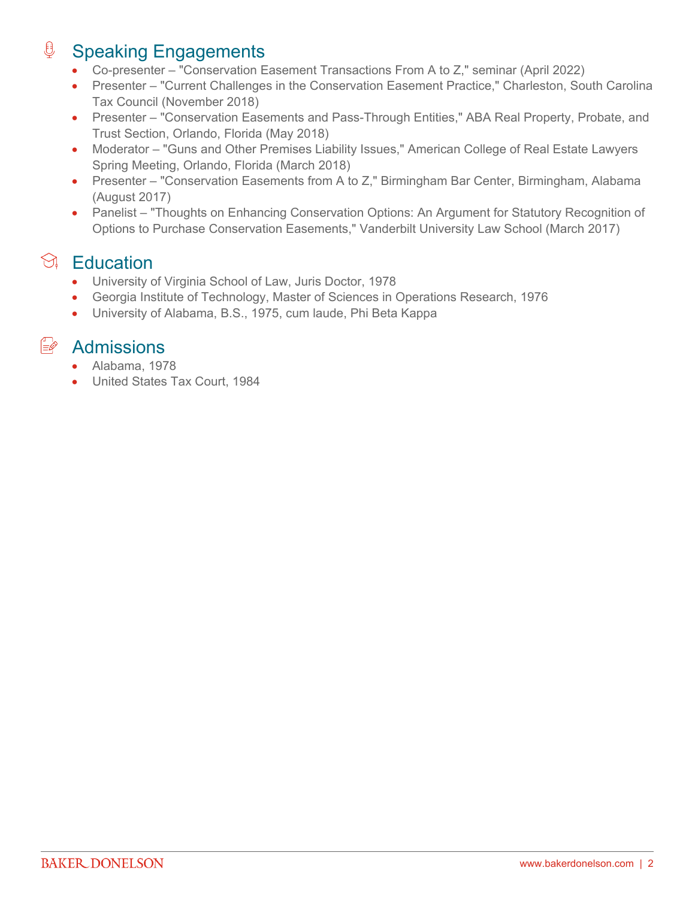## Speaking Engagements

- Co-presenter – "Conservation Easement Transactions From A to Z," seminar (April 2022)
- Presenter – "Current Challenges in the Conservation Easement Practice," Charleston, South Carolina Tax Council (November 2018)
- Presenter – "Conservation Easements and Pass-Through Entities," ABA Real Property, Probate, and Trust Section, Orlando, Florida (May 2018)
- Moderator – "Guns and Other Premises Liability Issues," American College of Real Estate Lawyers Spring Meeting, Orlando, Florida (March 2018)
- Presenter – "Conservation Easements from A to Z," Birmingham Bar Center, Birmingham, Alabama (August 2017)
- Panelist – "Thoughts on Enhancing Conservation Options: An Argument for Statutory Recognition of Options to Purchase Conservation Easements," Vanderbilt University Law School (March 2017)

## Education

- University of Virginia School of Law, Juris Doctor, 1978
- Georgia Institute of Technology, Master of Sciences in Operations Research, 1976
- University of Alabama, B.S., 1975, cum laude, Phi Beta Kappa

## Admissions

- Alabama, 1978
- United States Tax Court, 1984